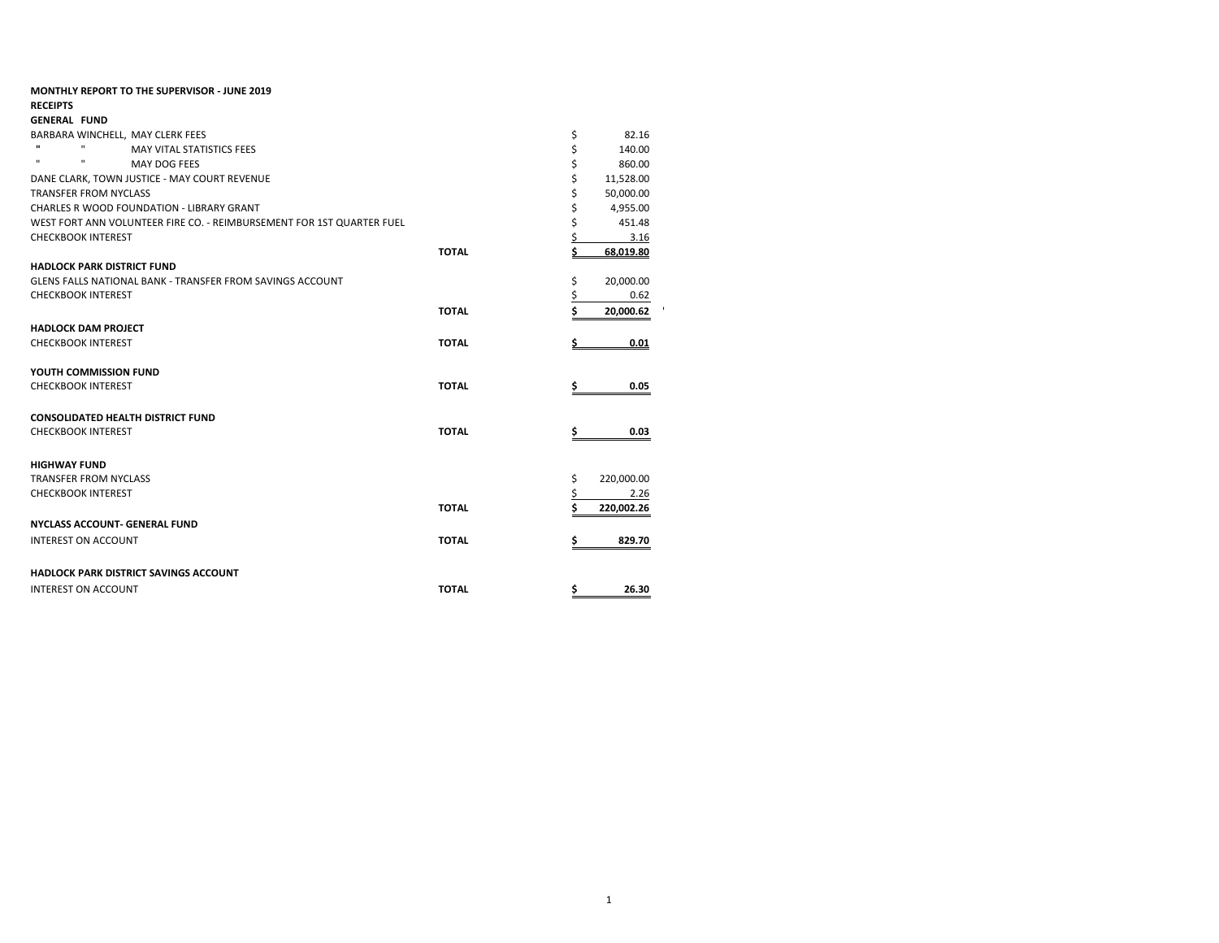**MONTHLY REPORT TO THE SUPERVISOR - JUNE 2019**

**RECEIPTS**

**GENERAL FUND**

| | | |
|---|---|---|
| BARBARA WINCHELL, MAY CLERK FEES | | $ 82.16 |
| " " MAY VITAL STATISTICS FEES | | $ 140.00 |
| " " MAY DOG FEES | | $ 860.00 |
| DANE CLARK, TOWN JUSTICE - MAY COURT REVENUE | | $ 11,528.00 |
| TRANSFER FROM NYCLASS | | $ 50,000.00 |
| CHARLES R WOOD FOUNDATION - LIBRARY GRANT | | $ 4,955.00 |
| WEST FORT ANN VOLUNTEER FIRE CO. - REIMBURSEMENT FOR 1ST QUARTER FUEL | | $ 451.48 |
| CHECKBOOK INTEREST | | $ 3.16 |
| | **TOTAL** | **$ 68,019.80** |

**HADLOCK PARK DISTRICT FUND**

| | | |
|---|---|---|
| GLENS FALLS NATIONAL BANK - TRANSFER FROM SAVINGS ACCOUNT | | $ 20,000.00 |
| CHECKBOOK INTEREST | | $ 0.62 |
| | **TOTAL** | **$ 20,000.62** |

**HADLOCK DAM PROJECT**

| | | |
|---|---|---|
| CHECKBOOK INTEREST | **TOTAL** | **$ 0.01** |

**YOUTH COMMISSION FUND**

| | | |
|---|---|---|
| CHECKBOOK INTEREST | **TOTAL** | **$ 0.05** |

**CONSOLIDATED HEALTH DISTRICT FUND**

| | | |
|---|---|---|
| CHECKBOOK INTEREST | **TOTAL** | **$ 0.03** |

**HIGHWAY FUND**

| | | |
|---|---|---|
| TRANSFER FROM NYCLASS | | $ 220,000.00 |
| CHECKBOOK INTEREST | | $ 2.26 |
| | **TOTAL** | **$ 220,002.26** |

**NYCLASS ACCOUNT- GENERAL FUND**

| | | |
|---|---|---|
| INTEREST ON ACCOUNT | **TOTAL** | **$ 829.70** |

**HADLOCK PARK DISTRICT SAVINGS ACCOUNT**

| | | |
|---|---|---|
| INTEREST ON ACCOUNT | **TOTAL** | **$ 26.30** |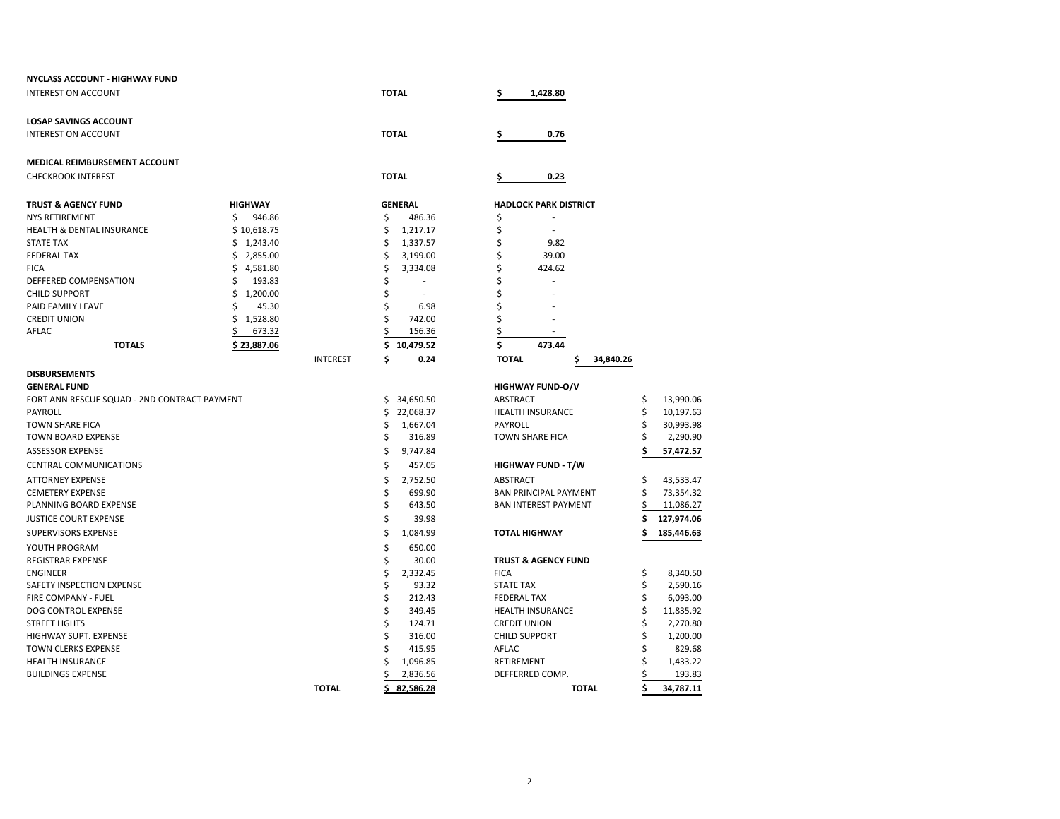**NYCLASS ACCOUNT - HIGHWAY FUND**

| | | |
|---|---|---|
| INTEREST ON ACCOUNT | TOTAL | $ 1,428.80 |

**LOSAP SAVINGS ACCOUNT**

| | | |
|---|---|---|
| INTEREST ON ACCOUNT | TOTAL | $ 0.76 |

**MEDICAL REIMBURSEMENT ACCOUNT**

| | | |
|---|---|---|
| CHECKBOOK INTEREST | TOTAL | $ 0.23 |

| TRUST & AGENCY FUND | HIGHWAY | | GENERAL | HADLOCK PARK DISTRICT |
|---|---|---|---|---|
| NYS RETIREMENT | $ 946.86 | | $ 486.36 | $ - |
| HEALTH & DENTAL INSURANCE | $ 10,618.75 | | $ 1,217.17 | $ - |
| STATE TAX | $ 1,243.40 | | $ 1,337.57 | $ 9.82 |
| FEDERAL TAX | $ 2,855.00 | | $ 3,199.00 | $ 39.00 |
| FICA | $ 4,581.80 | | $ 3,334.08 | $ 424.62 |
| DEFFERED COMPENSATION | $ 193.83 | | $ - | $ - |
| CHILD SUPPORT | $ 1,200.00 | | $ - | $ - |
| PAID FAMILY LEAVE | $ 45.30 | | $ 6.98 | $ - |
| CREDIT UNION | $ 1,528.80 | | $ 742.00 | $ - |
| AFLAC | $ 673.32 | | $ 156.36 | $ - |
| **TOTALS** | **$ 23,887.06** | | **$ 10,479.52** | **$ 473.44** |
| | | INTEREST | **$ 0.24** | **TOTAL $ 34,840.26** |

**DISBURSEMENTS**

**GENERAL FUND**

| | | |
|---|---|---|
| FORT ANN RESCUE SQUAD - 2ND CONTRACT PAYMENT | | $ 34,650.50 |
| PAYROLL | | $ 22,068.37 |
| TOWN SHARE FICA | | $ 1,667.04 |
| TOWN BOARD EXPENSE | | $ 316.89 |
| ASSESSOR EXPENSE | | $ 9,747.84 |
| CENTRAL COMMUNICATIONS | | $ 457.05 |
| ATTORNEY EXPENSE | | $ 2,752.50 |
| CEMETERY EXPENSE | | $ 699.90 |
| PLANNING BOARD EXPENSE | | $ 643.50 |
| JUSTICE COURT EXPENSE | | $ 39.98 |
| SUPERVISORS EXPENSE | | $ 1,084.99 |
| YOUTH PROGRAM | | $ 650.00 |
| REGISTRAR EXPENSE | | $ 30.00 |
| ENGINEER | | $ 2,332.45 |
| SAFETY INSPECTION EXPENSE | | $ 93.32 |
| FIRE COMPANY - FUEL | | $ 212.43 |
| DOG CONTROL EXPENSE | | $ 349.45 |
| STREET LIGHTS | | $ 124.71 |
| HIGHWAY SUPT. EXPENSE | | $ 316.00 |
| TOWN CLERKS EXPENSE | | $ 415.95 |
| HEALTH INSURANCE | | $ 1,096.85 |
| BUILDINGS EXPENSE | | $ 2,836.56 |
| | **TOTAL** | **$ 82,586.28** |

**HIGHWAY FUND-O/V**

| | |
|---|---|
| ABSTRACT | $ 13,990.06 |
| HEALTH INSURANCE | $ 10,197.63 |
| PAYROLL | $ 30,993.98 |
| TOWN SHARE FICA | $ 2,290.90 |
| | **$ 57,472.57** |

**HIGHWAY FUND - T/W**

| | |
|---|---|
| ABSTRACT | $ 43,533.47 |
| BAN PRINCIPAL PAYMENT | $ 73,354.32 |
| BAN INTEREST PAYMENT | $ 11,086.27 |
| | **$ 127,974.06** |
| **TOTAL HIGHWAY** | **$ 185,446.63** |

**TRUST & AGENCY FUND**

| | |
|---|---|
| FICA | $ 8,340.50 |
| STATE TAX | $ 2,590.16 |
| FEDERAL TAX | $ 6,093.00 |
| HEALTH INSURANCE | $ 11,835.92 |
| CREDIT UNION | $ 2,270.80 |
| CHILD SUPPORT | $ 1,200.00 |
| AFLAC | $ 829.68 |
| RETIREMENT | $ 1,433.22 |
| DEFFERRED COMP. | $ 193.83 |
| **TOTAL** | **$ 34,787.11** |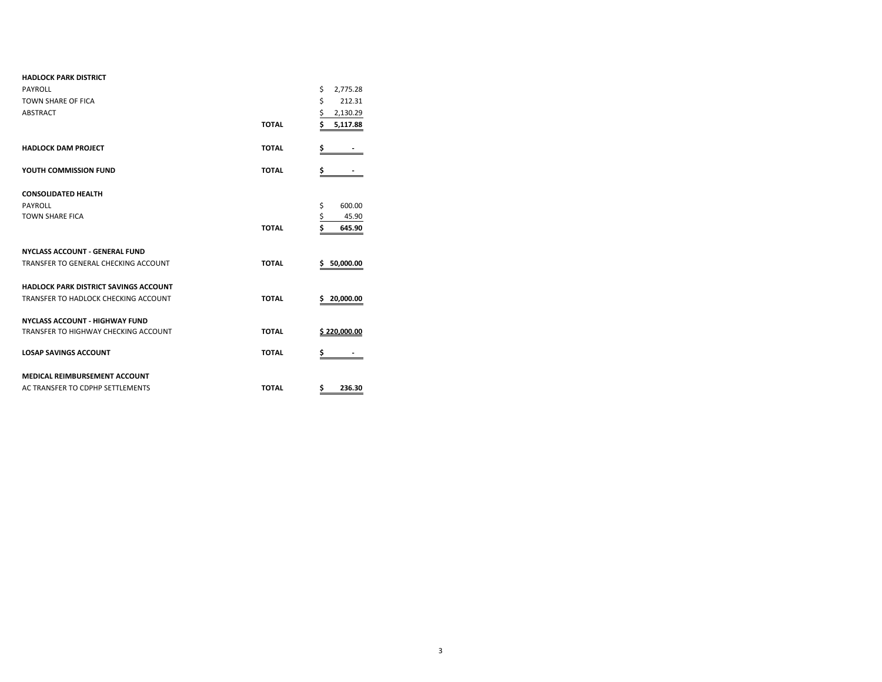| | | |
|---|---|---|
| **HADLOCK PARK DISTRICT** | | |
| PAYROLL | | $ 2,775.28 |
| TOWN SHARE OF FICA | | $ 212.31 |
| ABSTRACT | | $ 2,130.29 |
| | **TOTAL** | **$ 5,117.88** |
| | | |
| **HADLOCK DAM PROJECT** | **TOTAL** | **$ -** |
| | | |
| **YOUTH COMMISSION FUND** | **TOTAL** | **$ -** |
| | | |
| **CONSOLIDATED HEALTH** | | |
| PAYROLL | | $ 600.00 |
| TOWN SHARE FICA | | $ 45.90 |
| | **TOTAL** | **$ 645.90** |
| | | |
| **NYCLASS ACCOUNT - GENERAL FUND** | | |
| TRANSFER TO GENERAL CHECKING ACCOUNT | **TOTAL** | **$ 50,000.00** |
| | | |
| **HADLOCK PARK DISTRICT SAVINGS ACCOUNT** | | |
| TRANSFER TO HADLOCK CHECKING ACCOUNT | **TOTAL** | **$ 20,000.00** |
| | | |
| **NYCLASS ACCOUNT - HIGHWAY FUND** | | |
| TRANSFER TO HIGHWAY CHECKING ACCOUNT | **TOTAL** | **$ 220,000.00** |
| | | |
| **LOSAP SAVINGS ACCOUNT** | **TOTAL** | **$ -** |
| | | |
| **MEDICAL REIMBURSEMENT ACCOUNT** | | |
| AC TRANSFER TO CDPHP SETTLEMENTS | **TOTAL** | **$ 236.30** |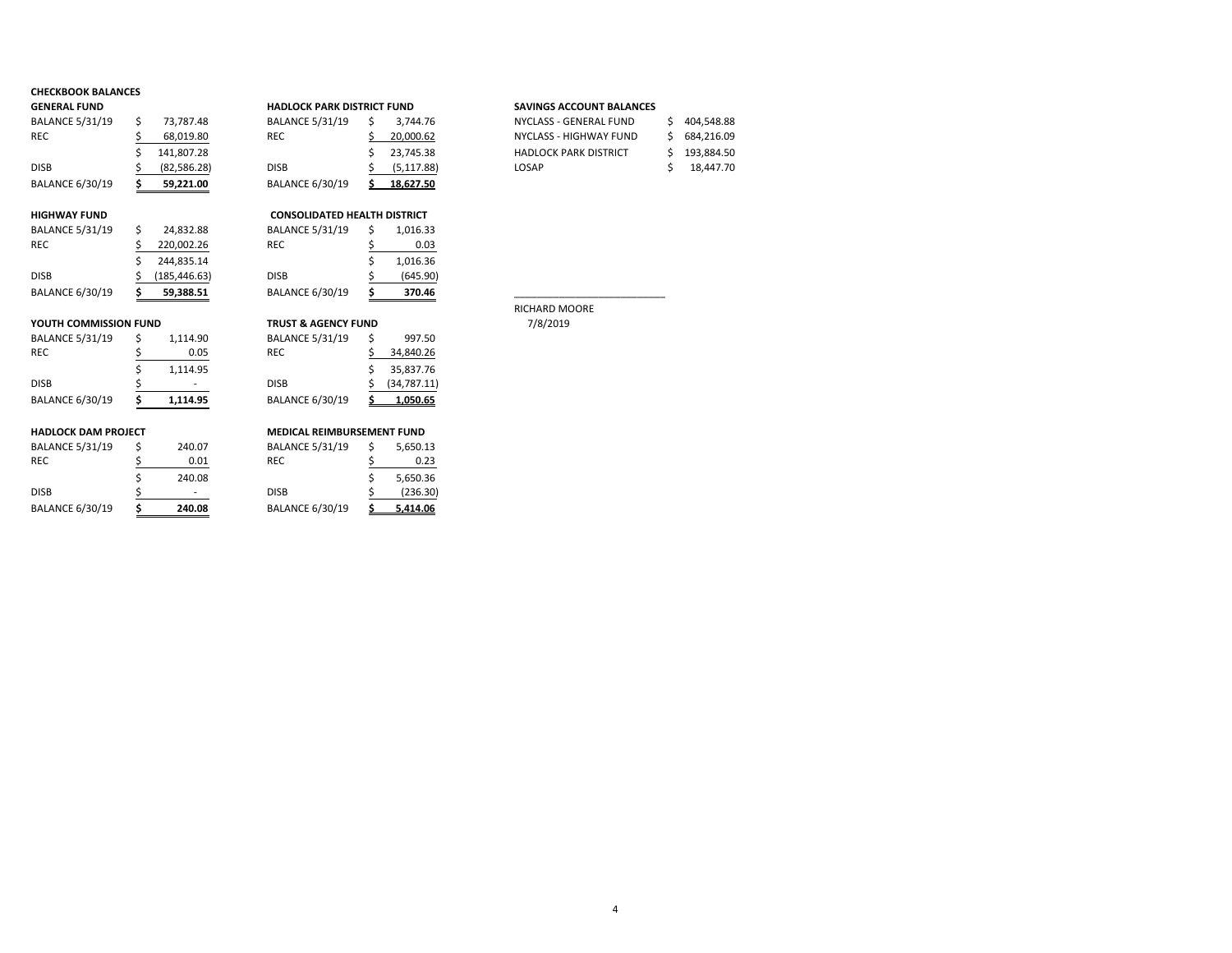**CHECKBOOK BALANCES**

**GENERAL FUND**

| | | |
|---|---|---|
| BALANCE 5/31/19 | $ | 73,787.48 |
| REC | $ | 68,019.80 |
| | $ | 141,807.28 |
| DISB | $ | (82,586.28) |
| BALANCE 6/30/19 | **$** | **59,221.00** |

**HADLOCK PARK DISTRICT FUND**

| | | |
|---|---|---|
| BALANCE 5/31/19 | $ | 3,744.76 |
| REC | $ | 20,000.62 |
| | $ | 23,745.38 |
| DISB | $ | (5,117.88) |
| BALANCE 6/30/19 | **$** | **18,627.50** |

**SAVINGS ACCOUNT BALANCES**

| | | |
|---|---|---|
| NYCLASS - GENERAL FUND | $ | 404,548.88 |
| NYCLASS - HIGHWAY FUND | $ | 684,216.09 |
| HADLOCK PARK DISTRICT | $ | 193,884.50 |
| LOSAP | $ | 18,447.70 |

**HIGHWAY FUND**

| | | |
|---|---|---|
| BALANCE 5/31/19 | $ | 24,832.88 |
| REC | $ | 220,002.26 |
| | $ | 244,835.14 |
| DISB | $ | (185,446.63) |
| BALANCE 6/30/19 | **$** | **59,388.51** |

**CONSOLIDATED HEALTH DISTRICT**

| | | |
|---|---|---|
| BALANCE 5/31/19 | $ | 1,016.33 |
| REC | $ | 0.03 |
| | $ | 1,016.36 |
| DISB | $ | (645.90) |
| BALANCE 6/30/19 | **$** | **370.46** |

**YOUTH COMMISSION FUND**

| | | |
|---|---|---|
| BALANCE 5/31/19 | $ | 1,114.90 |
| REC | $ | 0.05 |
| | $ | 1,114.95 |
| DISB | $ | - |
| BALANCE 6/30/19 | **$** | **1,114.95** |

**TRUST & AGENCY FUND**

| | | |
|---|---|---|
| BALANCE 5/31/19 | $ | 997.50 |
| REC | $ | 34,840.26 |
| | $ | 35,837.76 |
| DISB | $ | (34,787.11) |
| BALANCE 6/30/19 | **$** | **1,050.65** |

**HADLOCK DAM PROJECT**

| | | |
|---|---|---|
| BALANCE 5/31/19 | $ | 240.07 |
| REC | $ | 0.01 |
| | $ | 240.08 |
| DISB | $ | - |
| BALANCE 6/30/19 | **$** | **240.08** |

**MEDICAL REIMBURSEMENT FUND**

| | | |
|---|---|---|
| BALANCE 5/31/19 | $ | 5,650.13 |
| REC | $ | 0.23 |
| | $ | 5,650.36 |
| DISB | $ | (236.30) |
| BALANCE 6/30/19 | **$** | **5,414.06** |

___________________________

RICHARD MOORE
7/8/2019